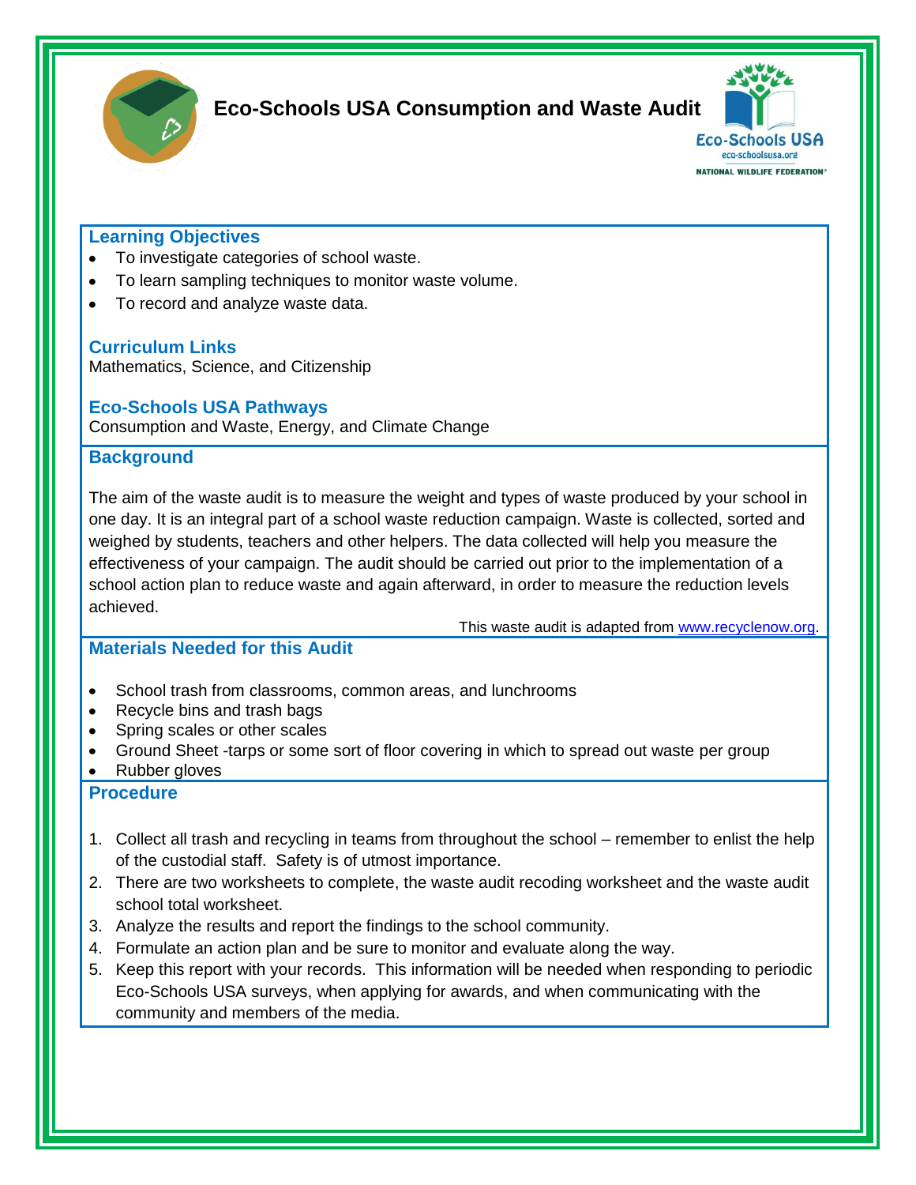# Eco-Schools USA Consumption and Waste Audit

Eco-Schools USA
eco-schoolsusa.org
NATIONAL WILDLIFE FEDERATION

## Learning Objectives

- To investigate categories of school waste.
- To learn sampling techniques to monitor waste volume.
- To record and analyze waste data.

## Curriculum Links

Mathematics, Science, and Citizenship

## Eco-Schools USA Pathways

Consumption and Waste, Energy, and Climate Change

## Background

The aim of the waste audit is to measure the weight and types of waste produced by your school in one day. It is an integral part of a school waste reduction campaign. Waste is collected, sorted and weighed by students, teachers and other helpers. The data collected will help you measure the effectiveness of your campaign. The audit should be carried out prior to the implementation of a school action plan to reduce waste and again afterward, in order to measure the reduction levels achieved.

This waste audit is adapted from www.recyclenow.org.

## Materials Needed for this Audit

- School trash from classrooms, common areas, and lunchrooms
- Recycle bins and trash bags
- Spring scales or other scales
- Ground Sheet -tarps or some sort of floor covering in which to spread out waste per group
- Rubber gloves

## Procedure

1. Collect all trash and recycling in teams from throughout the school – remember to enlist the help of the custodial staff. Safety is of utmost importance.
2. There are two worksheets to complete, the waste audit recoding worksheet and the waste audit school total worksheet.
3. Analyze the results and report the findings to the school community.
4. Formulate an action plan and be sure to monitor and evaluate along the way.
5. Keep this report with your records. This information will be needed when responding to periodic Eco-Schools USA surveys, when applying for awards, and when communicating with the community and members of the media.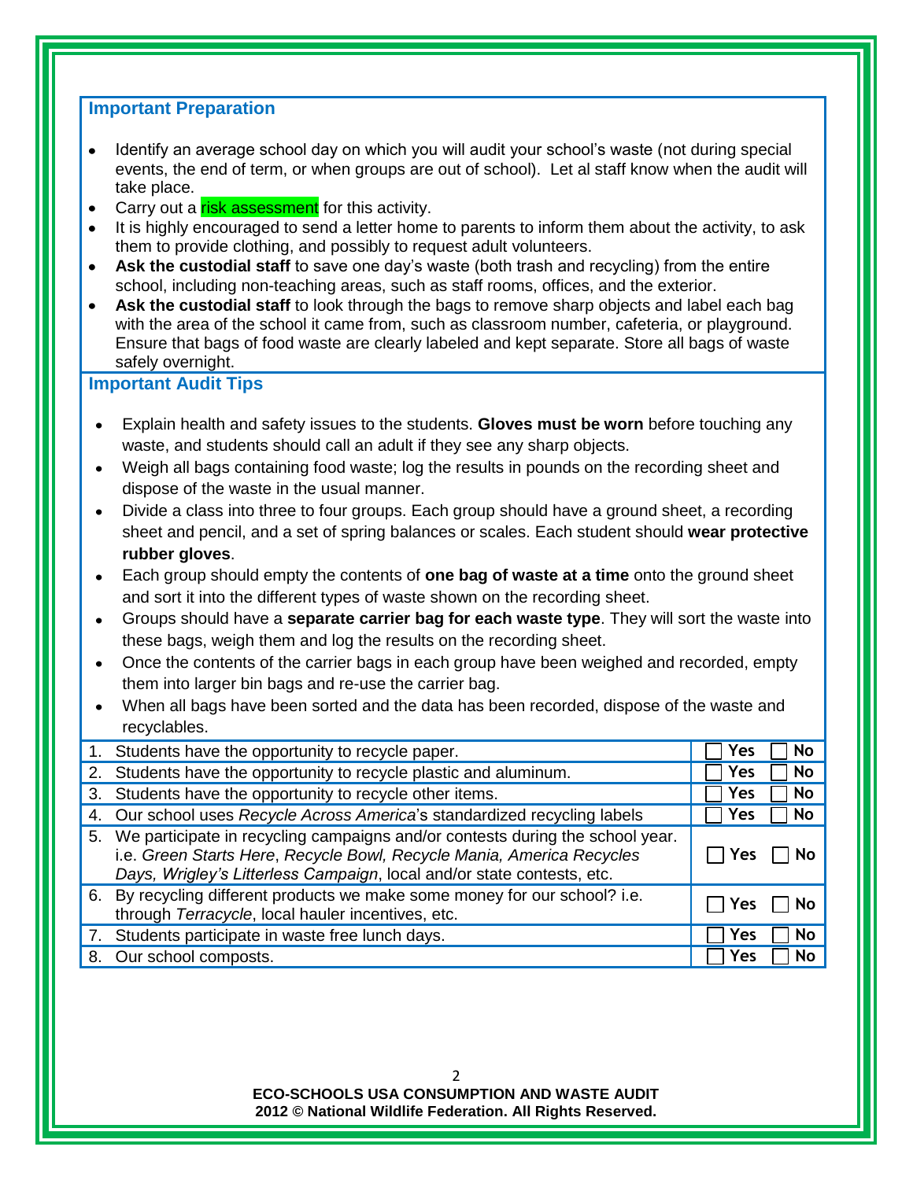## Important Preparation

- Identify an average school day on which you will audit your school's waste (not during special events, the end of term, or when groups are out of school). Let al staff know when the audit will take place.
- Carry out a risk assessment for this activity.
- It is highly encouraged to send a letter home to parents to inform them about the activity, to ask them to provide clothing, and possibly to request adult volunteers.
- **Ask the custodial staff** to save one day's waste (both trash and recycling) from the entire school, including non-teaching areas, such as staff rooms, offices, and the exterior.
- **Ask the custodial staff** to look through the bags to remove sharp objects and label each bag with the area of the school it came from, such as classroom number, cafeteria, or playground. Ensure that bags of food waste are clearly labeled and kept separate. Store all bags of waste safely overnight.

## Important Audit Tips

- Explain health and safety issues to the students. **Gloves must be worn** before touching any waste, and students should call an adult if they see any sharp objects.
- Weigh all bags containing food waste; log the results in pounds on the recording sheet and dispose of the waste in the usual manner.
- Divide a class into three to four groups. Each group should have a ground sheet, a recording sheet and pencil, and a set of spring balances or scales. Each student should **wear protective rubber gloves**.
- Each group should empty the contents of **one bag of waste at a time** onto the ground sheet and sort it into the different types of waste shown on the recording sheet.
- Groups should have a **separate carrier bag for each waste type**. They will sort the waste into these bags, weigh them and log the results on the recording sheet.
- Once the contents of the carrier bags in each group have been weighed and recorded, empty them into larger bin bags and re-use the carrier bag.
- When all bags have been sorted and the data has been recorded, dispose of the waste and recyclables.

| | |
|---|---|
| 1. Students have the opportunity to recycle paper. | ☐ Yes ☐ No |
| 2. Students have the opportunity to recycle plastic and aluminum. | ☐ Yes ☐ No |
| 3. Students have the opportunity to recycle other items. | ☐ Yes ☐ No |
| 4. Our school uses *Recycle Across America*'s standardized recycling labels | ☐ Yes ☐ No |
| 5. We participate in recycling campaigns and/or contests during the school year. i.e. *Green Starts Here*, *Recycle Bowl, Recycle Mania, America Recycles Days, Wrigley's Litterless Campaign*, local and/or state contests, etc. | ☐ Yes ☐ No |
| 6. By recycling different products we make some money for our school? i.e. through *Terracycle*, local hauler incentives, etc. | ☐ Yes ☐ No |
| 7. Students participate in waste free lunch days. | ☐ Yes ☐ No |
| 8. Our school composts. | ☐ Yes ☐ No |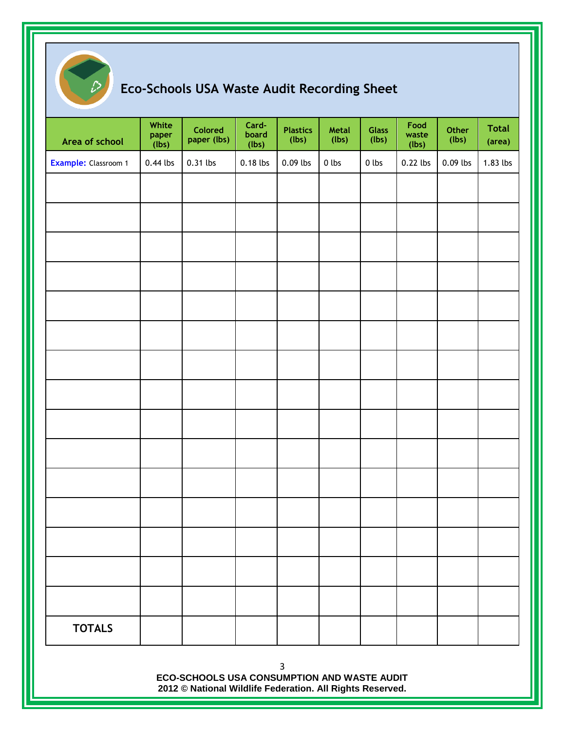# Eco-Schools USA Waste Audit Recording Sheet

| Area of school | White paper (lbs) | Colored paper (lbs) | Card-board (lbs) | Plastics (lbs) | Metal (lbs) | Glass (lbs) | Food waste (lbs) | Other (lbs) | Total (area) |
|---|---|---|---|---|---|---|---|---|---|
| **Example:** Classroom 1 | 0.44 lbs | 0.31 lbs | 0.18 lbs | 0.09 lbs | 0 lbs | 0 lbs | 0.22 lbs | 0.09 lbs | 1.83 lbs |
| | | | | | | | | | |
| | | | | | | | | | |
| | | | | | | | | | |
| | | | | | | | | | |
| | | | | | | | | | |
| | | | | | | | | | |
| | | | | | | | | | |
| | | | | | | | | | |
| | | | | | | | | | |
| | | | | | | | | | |
| | | | | | | | | | |
| | | | | | | | | | |
| | | | | | | | | | |
| | | | | | | | | | |
| | | | | | | | | | |
| **TOTALS** | | | | | | | | | |

**ECO-SCHOOLS USA CONSUMPTION AND WASTE AUDIT**
**2012 © National Wildlife Federation. All Rights Reserved.**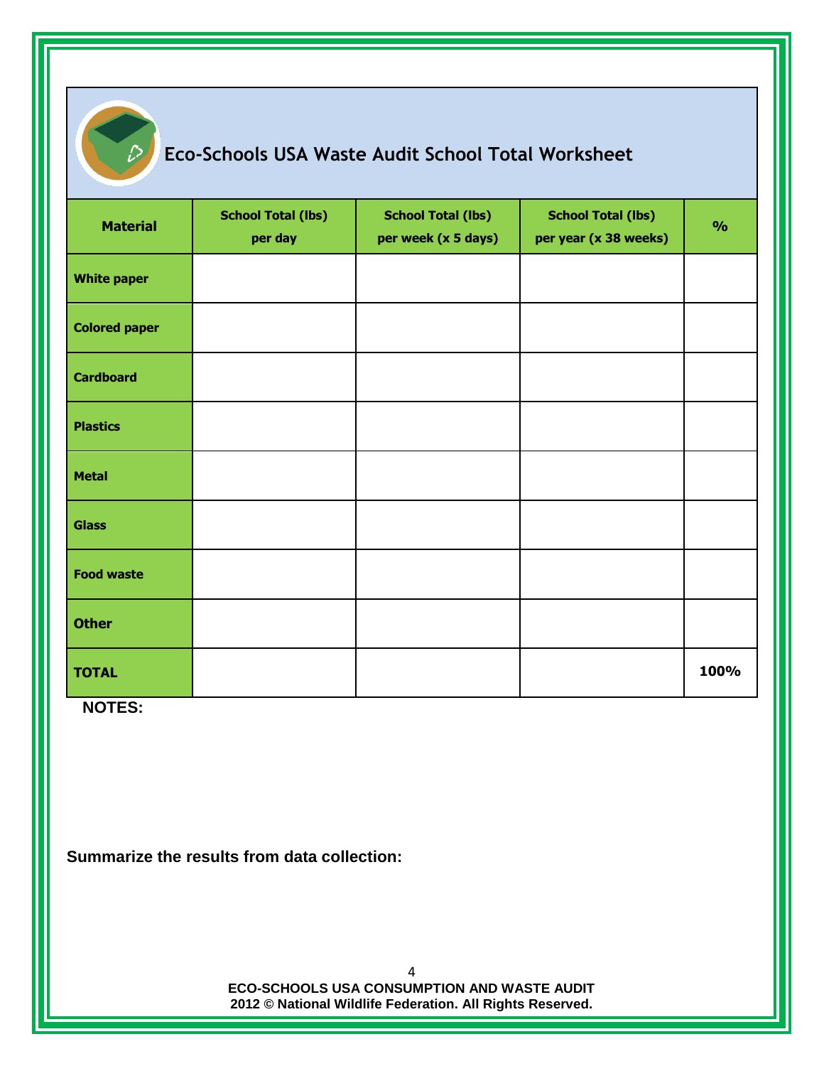# Eco-Schools USA Waste Audit School Total Worksheet

| Material | School Total (lbs) per day | School Total (lbs) per week (x 5 days) | School Total (lbs) per year (x 38 weeks) | % |
|---|---|---|---|---|
| **White paper** | | | | |
| **Colored paper** | | | | |
| **Cardboard** | | | | |
| **Plastics** | | | | |
| **Metal** | | | | |
| **Glass** | | | | |
| **Food waste** | | | | |
| **Other** | | | | |
| **TOTAL** | | | | **100%** |

**NOTES:**

**Summarize the results from data collection:**

**ECO-SCHOOLS USA CONSUMPTION AND WASTE AUDIT**
**2012 © National Wildlife Federation. All Rights Reserved.**